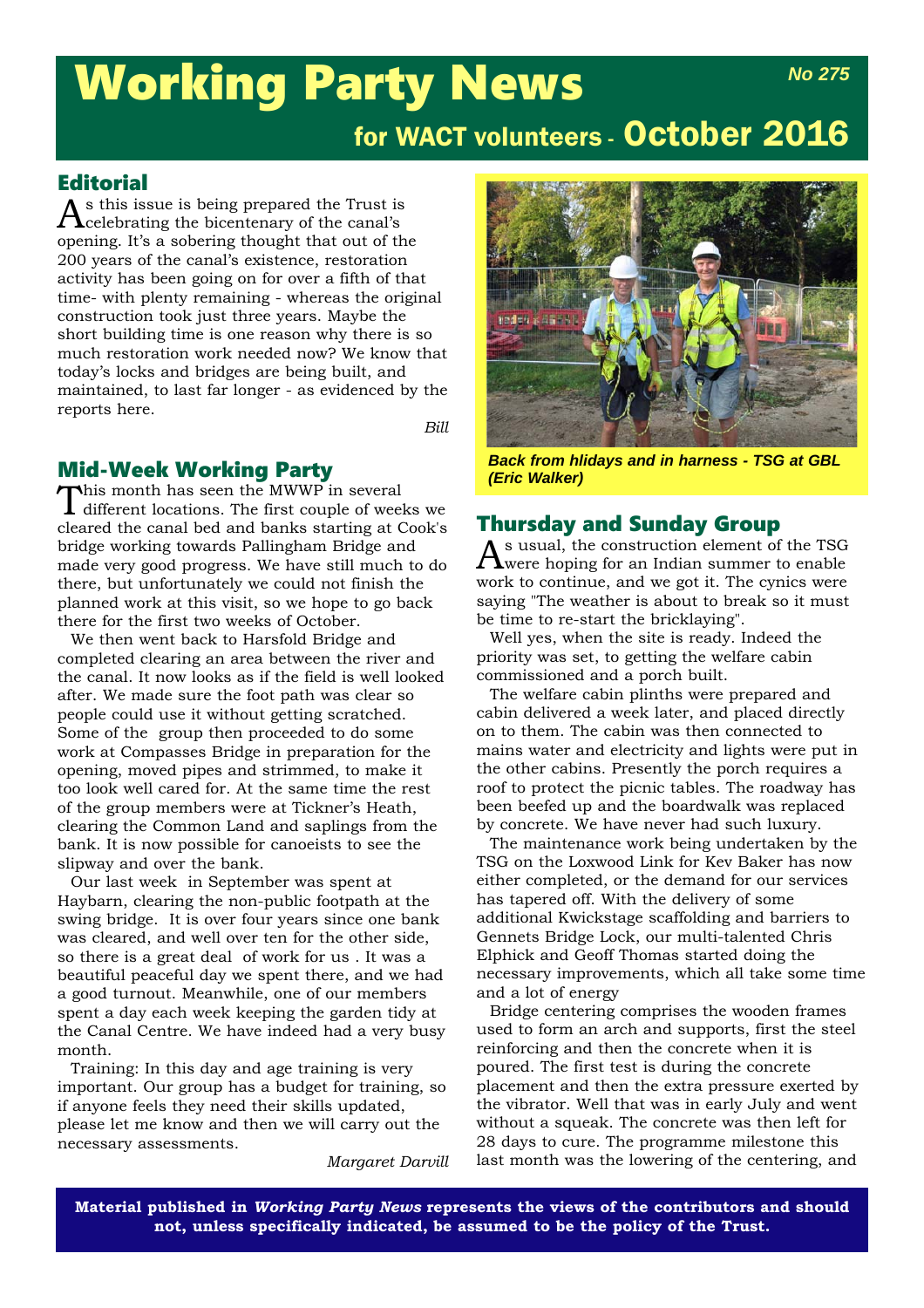# Working Party News

*No 275*

## for WACT volunteers - October 2016

## Editorial

As this issue is being prepared the Trust is celebrating the bicentenary of the canal's opening. It's a sobering thought that out of the 200 years of the canal's existence, restoration activity has been going on for over a fifth of that time- with plenty remaining - whereas the original construction took just three years. Maybe the short building time is one reason why there is so much restoration work needed now? We know that today's locks and bridges are being built, and maintained, to last far longer - as evidenced by the reports here.

*Bill*

## Mid-Week Working Party

This month has seen the MWWP in several different locations. The first couple of weeks we cleared the canal bed and banks starting at Cook's bridge working towards Pallingham Bridge and made very good progress. We have still much to do there, but unfortunately we could not finish the planned work at this visit, so we hope to go back there for the first two weeks of October.

We then went back to Harsfold Bridge and completed clearing an area between the river and the canal. It now looks as if the field is well looked after. We made sure the foot path was clear so people could use it without getting scratched. Some of the group then proceeded to do some work at Compasses Bridge in preparation for the opening, moved pipes and strimmed, to make it too look well cared for. At the same time the rest of the group members were at Tickner's Heath, clearing the Common Land and saplings from the bank. It is now possible for canoeists to see the slipway and over the bank.

Our last week in September was spent at Haybarn, clearing the non-public footpath at the swing bridge. It is over four years since one bank was cleared, and well over ten for the other side, so there is a great deal of work for us . It was a beautiful peaceful day we spent there, and we had a good turnout. Meanwhile, one of our members spent a day each week keeping the garden tidy at the Canal Centre. We have indeed had a very busy month.

Training: In this day and age training is very important. Our group has a budget for training, so if anyone feels they need their skills updated, please let me know and then we will carry out the necessary assessments.

*Margaret Darvill*

***Back from hlidays and in harness - TSG at GBL (Eric Walker)***

## Thursday and Sunday Group

As usual, the construction element of the TSG were hoping for an Indian summer to enable work to continue, and we got it. The cynics were saying "The weather is about to break so it must be time to re-start the bricklaying".

Well yes, when the site is ready. Indeed the priority was set, to getting the welfare cabin commissioned and a porch built.

The welfare cabin plinths were prepared and cabin delivered a week later, and placed directly on to them. The cabin was then connected to mains water and electricity and lights were put in the other cabins. Presently the porch requires a roof to protect the picnic tables. The roadway has been beefed up and the boardwalk was replaced by concrete. We have never had such luxury.

The maintenance work being undertaken by the TSG on the Loxwood Link for Kev Baker has now either completed, or the demand for our services has tapered off. With the delivery of some additional Kwickstage scaffolding and barriers to Gennets Bridge Lock, our multi-talented Chris Elphick and Geoff Thomas started doing the necessary improvements, which all take some time and a lot of energy

Bridge centering comprises the wooden frames used to form an arch and supports, first the steel reinforcing and then the concrete when it is poured. The first test is during the concrete placement and then the extra pressure exerted by the vibrator. Well that was in early July and went without a squeak. The concrete was then left for 28 days to cure. The programme milestone this last month was the lowering of the centering, and

**Material published in *Working Party News* represents the views of the contributors and should not, unless specifically indicated, be assumed to be the policy of the Trust.**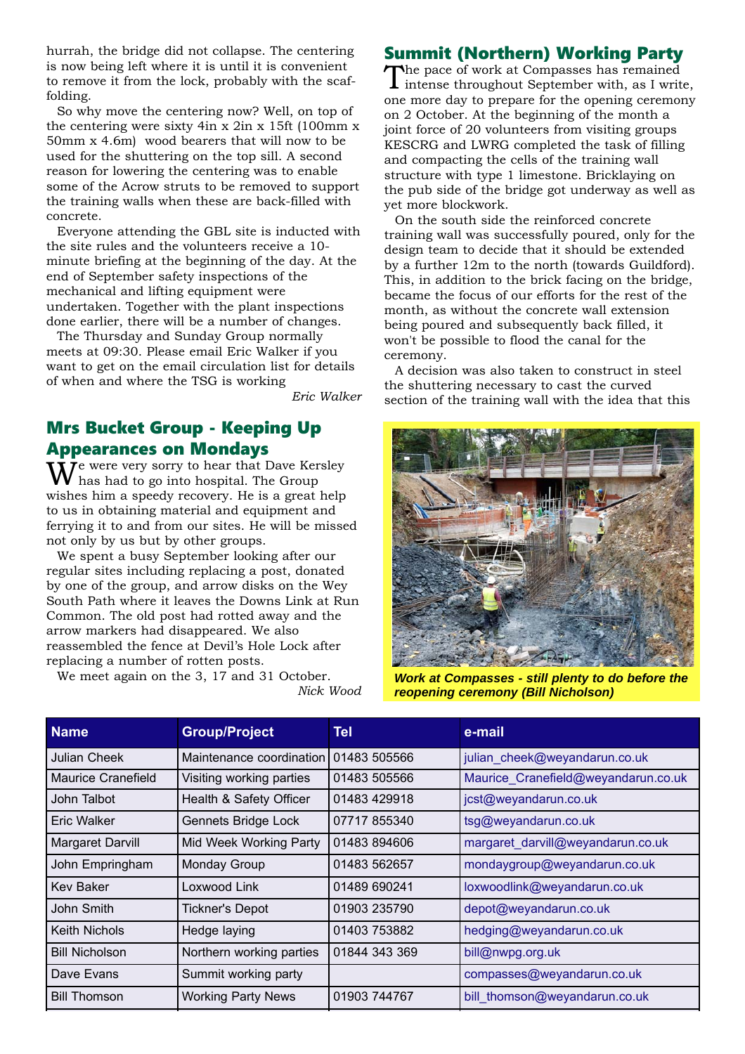hurrah, the bridge did not collapse. The centering is now being left where it is until it is convenient to remove it from the lock, probably with the scaffolding.

So why move the centering now? Well, on top of the centering were sixty 4in x 2in x 15ft (100mm x 50mm x 4.6m) wood bearers that will now to be used for the shuttering on the top sill. A second reason for lowering the centering was to enable some of the Acrow struts to be removed to support the training walls when these are back-filled with concrete.

Everyone attending the GBL site is inducted with the site rules and the volunteers receive a 10-minute briefing at the beginning of the day. At the end of September safety inspections of the mechanical and lifting equipment were undertaken. Together with the plant inspections done earlier, there will be a number of changes.

The Thursday and Sunday Group normally meets at 09:30. Please email Eric Walker if you want to get on the email circulation list for details of when and where the TSG is working

*Eric Walker*

## Mrs Bucket Group - Keeping Up Appearances on Mondays

We were very sorry to hear that Dave Kersley has had to go into hospital. The Group wishes him a speedy recovery. He is a great help to us in obtaining material and equipment and ferrying it to and from our sites. He will be missed not only by us but by other groups.

We spent a busy September looking after our regular sites including replacing a post, donated by one of the group, and arrow disks on the Wey South Path where it leaves the Downs Link at Run Common. The old post had rotted away and the arrow markers had disappeared. We also reassembled the fence at Devil's Hole Lock after replacing a number of rotten posts.

We meet again on the 3, 17 and 31 October.

*Nick Wood*

## Summit (Northern) Working Party

The pace of work at Compasses has remained intense throughout September with, as I write, one more day to prepare for the opening ceremony on 2 October. At the beginning of the month a joint force of 20 volunteers from visiting groups KESCRG and LWRG completed the task of filling and compacting the cells of the training wall structure with type 1 limestone. Bricklaying on the pub side of the bridge got underway as well as yet more blockwork.

On the south side the reinforced concrete training wall was successfully poured, only for the design team to decide that it should be extended by a further 12m to the north (towards Guildford). This, in addition to the brick facing on the bridge, became the focus of our efforts for the rest of the month, as without the concrete wall extension being poured and subsequently back filled, it won't be possible to flood the canal for the ceremony.

A decision was also taken to construct in steel the shuttering necessary to cast the curved section of the training wall with the idea that this

*Work at Compasses - still plenty to do before the reopening ceremony (Bill Nicholson)*

| Name | Group/Project | Tel | e-mail |
|---|---|---|---|
| Julian Cheek | Maintenance coordination | 01483 505566 | julian_cheek@weyandarun.co.uk |
| Maurice Cranefield | Visiting working parties | 01483 505566 | Maurice_Cranefield@weyandarun.co.uk |
| John Talbot | Health & Safety Officer | 01483 429918 | jcst@weyandarun.co.uk |
| Eric Walker | Gennets Bridge Lock | 07717 855340 | tsg@weyandarun.co.uk |
| Margaret Darvill | Mid Week Working Party | 01483 894606 | margaret_darvill@weyandarun.co.uk |
| John Empringham | Monday Group | 01483 562657 | mondaygroup@weyandarun.co.uk |
| Kev Baker | Loxwood Link | 01489 690241 | loxwoodlink@weyandarun.co.uk |
| John Smith | Tickner's Depot | 01903 235790 | depot@weyandarun.co.uk |
| Keith Nichols | Hedge laying | 01403 753882 | hedging@weyandarun.co.uk |
| Bill Nicholson | Northern working parties | 01844 343 369 | bill@nwpg.org.uk |
| Dave Evans | Summit working party | | compasses@weyandarun.co.uk |
| Bill Thomson | Working Party News | 01903 744767 | bill_thomson@weyandarun.co.uk |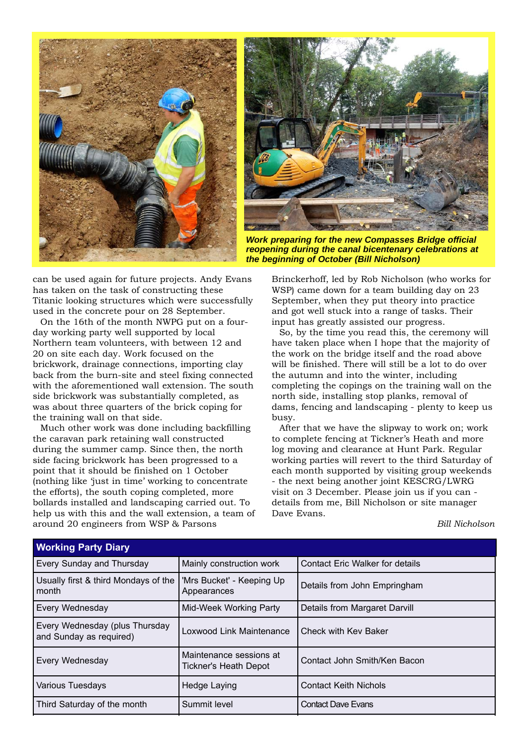*Work preparing for the new Compasses Bridge official reopening during the canal bicentenary celebrations at the beginning of October (Bill Nicholson)*

can be used again for future projects. Andy Evans has taken on the task of constructing these Titanic looking structures which were successfully used in the concrete pour on 28 September.

On the 16th of the month NWPG put on a four-day working party well supported by local Northern team volunteers, with between 12 and 20 on site each day. Work focused on the brickwork, drainage connections, importing clay back from the burn-site and steel fixing connected with the aforementioned wall extension. The south side brickwork was substantially completed, as was about three quarters of the brick coping for the training wall on that side.

Much other work was done including backfilling the caravan park retaining wall constructed during the summer camp. Since then, the north side facing brickwork has been progressed to a point that it should be finished on 1 October (nothing like 'just in time' working to concentrate the efforts), the south coping completed, more bollards installed and landscaping carried out. To help us with this and the wall extension, a team of around 20 engineers from WSP & Parsons Brinckerhoff, led by Rob Nicholson (who works for WSP) came down for a team building day on 23 September, when they put theory into practice and got well stuck into a range of tasks. Their input has greatly assisted our progress.

So, by the time you read this, the ceremony will have taken place when I hope that the majority of the work on the bridge itself and the road above will be finished. There will still be a lot to do over the autumn and into the winter, including completing the copings on the training wall on the north side, installing stop planks, removal of dams, fencing and landscaping - plenty to keep us busy.

After that we have the slipway to work on; work to complete fencing at Tickner's Heath and more log moving and clearance at Hunt Park. Regular working parties will revert to the third Saturday of each month supported by visiting group weekends - the next being another joint KESCRG/LWRG visit on 3 December. Please join us if you can - details from me, Bill Nicholson or site manager Dave Evans.

*Bill Nicholson*

## Working Party Diary

| | | |
|---|---|---|
| Every Sunday and Thursday | Mainly construction work | Contact Eric Walker for details |
| Usually first & third Mondays of the month | 'Mrs Bucket' - Keeping Up Appearances | Details from John Empringham |
| Every Wednesday | Mid-Week Working Party | Details from Margaret Darvill |
| Every Wednesday (plus Thursday and Sunday as required) | Loxwood Link Maintenance | Check with Kev Baker |
| Every Wednesday | Maintenance sessions at Tickner's Heath Depot | Contact John Smith/Ken Bacon |
| Various Tuesdays | Hedge Laying | Contact Keith Nichols |
| Third Saturday of the month | Summit level | Contact Dave Evans |